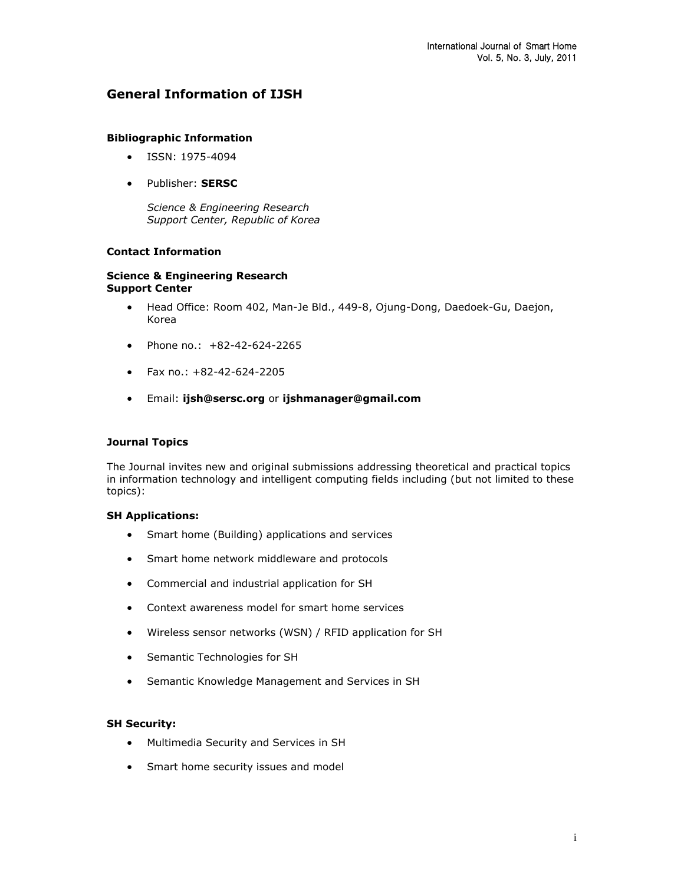# General Information of IJSH

### Bibliographic Information

- ISSN: 1975-4094
- Publisher: **SERSC**

  *Science & Engineering Research Support Center, Republic of Korea*

### Contact Information

**Science & Engineering Research Support Center**

- Head Office: Room 402, Man-Je Bld., 449-8, Ojung-Dong, Daedoek-Gu, Daejon, Korea
- Phone no.: +82-42-624-2265
- Fax no.: +82-42-624-2205
- Email: **ijsh@sersc.org** or **ijshmanager@gmail.com**

### Journal Topics

The Journal invites new and original submissions addressing theoretical and practical topics in information technology and intelligent computing fields including (but not limited to these topics):

**SH Applications:**

- Smart home (Building) applications and services
- Smart home network middleware and protocols
- Commercial and industrial application for SH
- Context awareness model for smart home services
- Wireless sensor networks (WSN) / RFID application for SH
- Semantic Technologies for SH
- Semantic Knowledge Management and Services in SH

**SH Security:**

- Multimedia Security and Services in SH
- Smart home security issues and model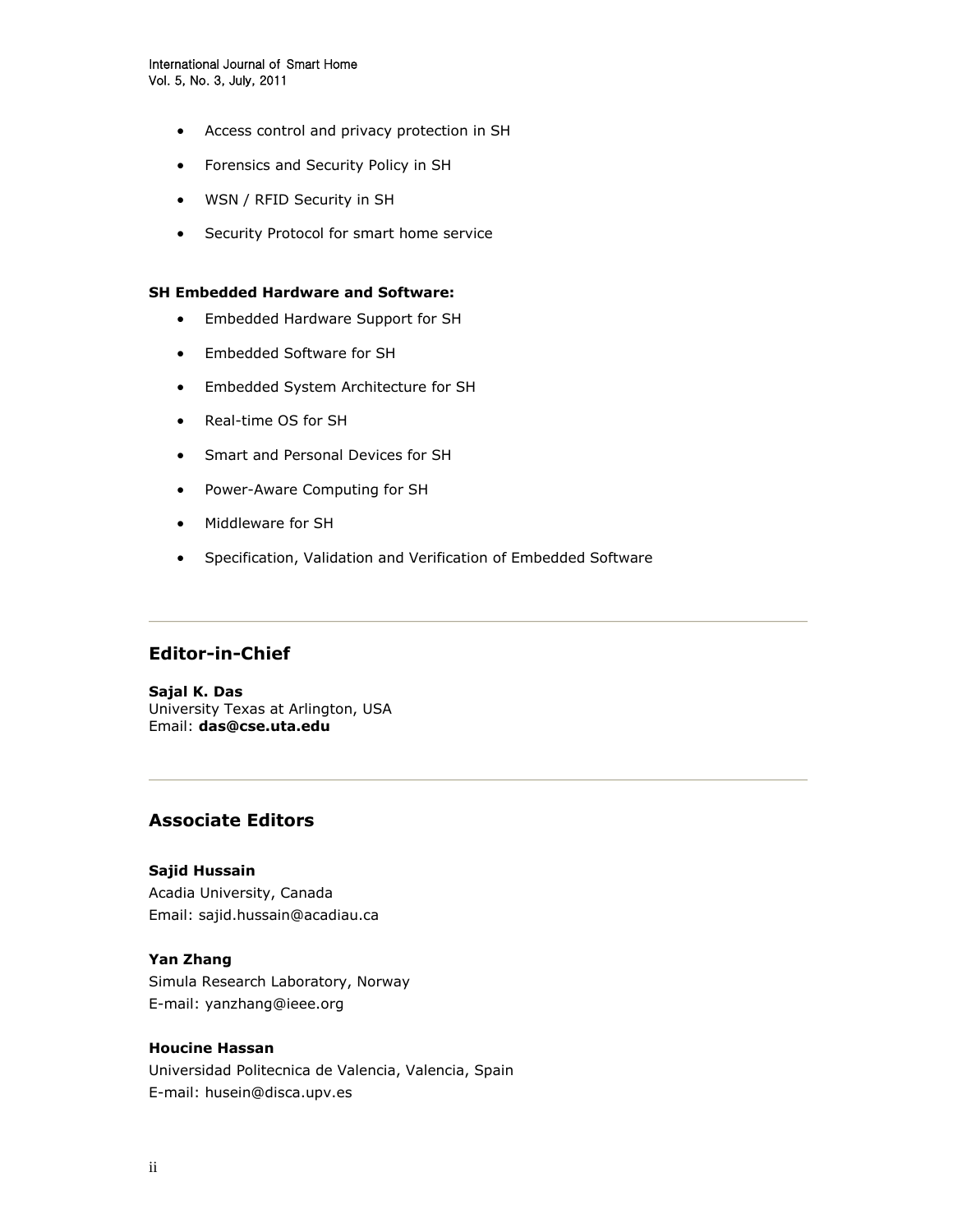- Access control and privacy protection in SH
- Forensics and Security Policy in SH
- WSN / RFID Security in SH
- Security Protocol for smart home service

**SH Embedded Hardware and Software:**

- Embedded Hardware Support for SH
- Embedded Software for SH
- Embedded System Architecture for SH
- Real-time OS for SH
- Smart and Personal Devices for SH
- Power-Aware Computing for SH
- Middleware for SH
- Specification, Validation and Verification of Embedded Software

---

## Editor-in-Chief

**Sajal K. Das**
University Texas at Arlington, USA
Email: **das@cse.uta.edu**

---

## Associate Editors

**Sajid Hussain**
Acadia University, Canada
Email: sajid.hussain@acadiau.ca

**Yan Zhang**
Simula Research Laboratory, Norway
E-mail: yanzhang@ieee.org

**Houcine Hassan**
Universidad Politecnica de Valencia, Valencia, Spain
E-mail: husein@disca.upv.es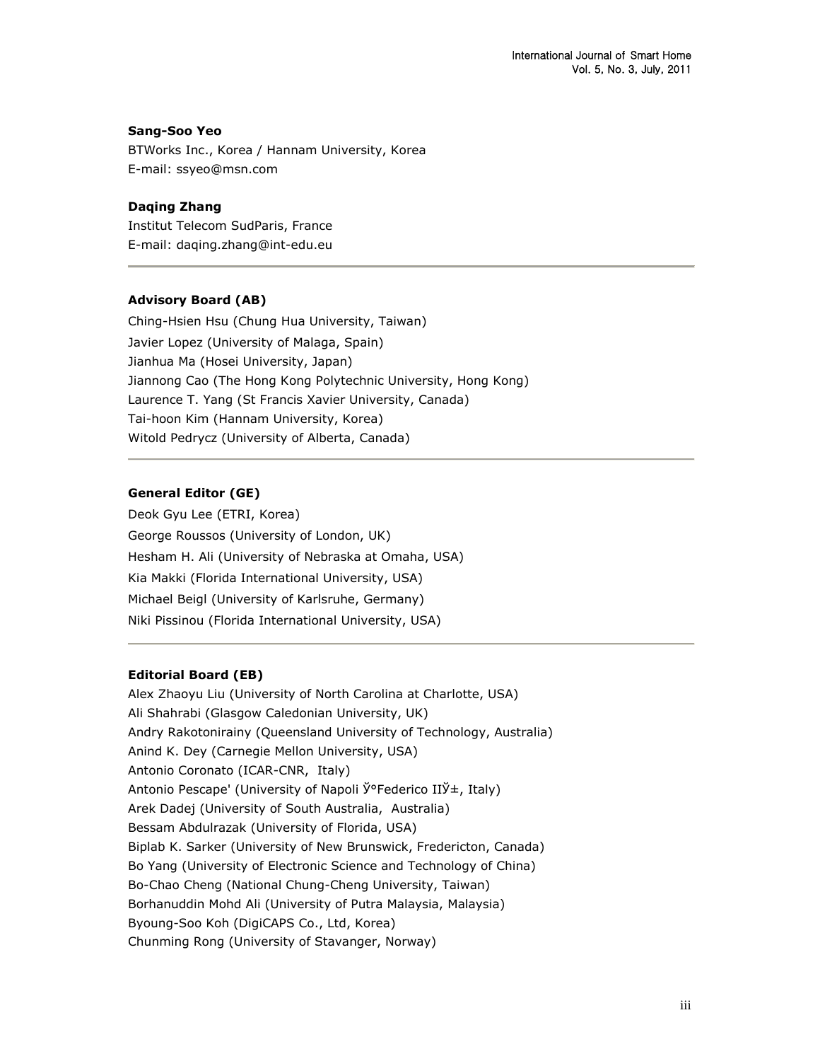**Sang-Soo Yeo**

BTWorks Inc., Korea / Hannam University, Korea
E-mail: ssyeo@msn.com

**Daqing Zhang**

Institut Telecom SudParis, France
E-mail: daqing.zhang@int-edu.eu

---

**Advisory Board (AB)**

Ching-Hsien Hsu (Chung Hua University, Taiwan)
Javier Lopez (University of Malaga, Spain)
Jianhua Ma (Hosei University, Japan)
Jiannong Cao (The Hong Kong Polytechnic University, Hong Kong)
Laurence T. Yang (St Francis Xavier University, Canada)
Tai-hoon Kim (Hannam University, Korea)
Witold Pedrycz (University of Alberta, Canada)

---

**General Editor (GE)**

Deok Gyu Lee (ETRI, Korea)
George Roussos (University of London, UK)
Hesham H. Ali (University of Nebraska at Omaha, USA)
Kia Makki (Florida International University, USA)
Michael Beigl (University of Karlsruhe, Germany)
Niki Pissinou (Florida International University, USA)

---

**Editorial Board (EB)**

Alex Zhaoyu Liu (University of North Carolina at Charlotte, USA)
Ali Shahrabi (Glasgow Caledonian University, UK)
Andry Rakotonirainy (Queensland University of Technology, Australia)
Anind K. Dey (Carnegie Mellon University, USA)
Antonio Coronato (ICAR-CNR, Italy)
Antonio Pescape' (University of Napoli Ў°Federico IIЎ±, Italy)
Arek Dadej (University of South Australia, Australia)
Bessam Abdulrazak (University of Florida, USA)
Biplab K. Sarker (University of New Brunswick, Fredericton, Canada)
Bo Yang (University of Electronic Science and Technology of China)
Bo-Chao Cheng (National Chung-Cheng University, Taiwan)
Borhanuddin Mohd Ali (University of Putra Malaysia, Malaysia)
Byoung-Soo Koh (DigiCAPS Co., Ltd, Korea)
Chunming Rong (University of Stavanger, Norway)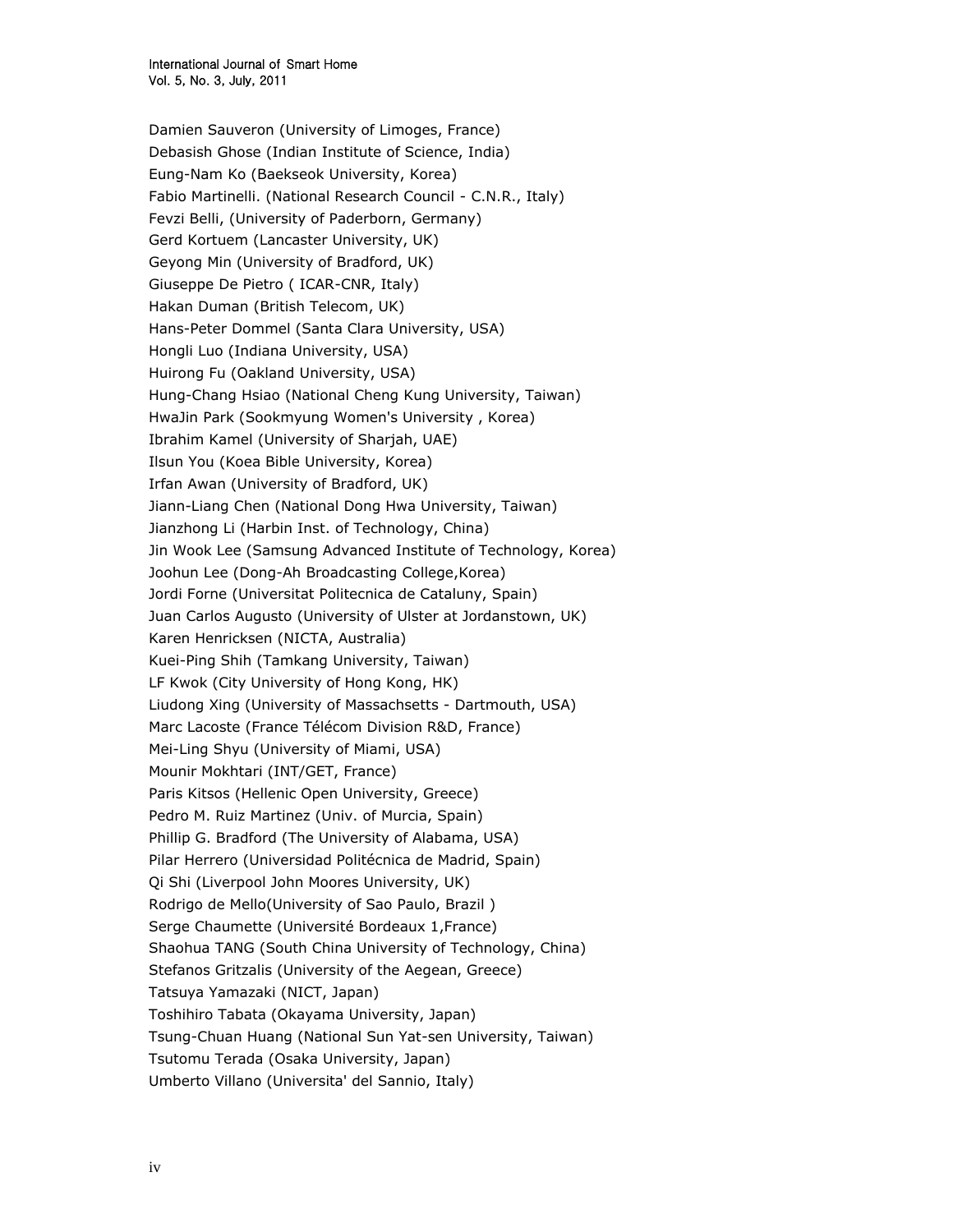Damien Sauveron (University of Limoges, France)
Debasish Ghose (Indian Institute of Science, India)
Eung-Nam Ko (Baekseok University, Korea)
Fabio Martinelli. (National Research Council - C.N.R., Italy)
Fevzi Belli, (University of Paderborn, Germany)
Gerd Kortuem (Lancaster University, UK)
Geyong Min (University of Bradford, UK)
Giuseppe De Pietro ( ICAR-CNR, Italy)
Hakan Duman (British Telecom, UK)
Hans-Peter Dommel (Santa Clara University, USA)
Hongli Luo (Indiana University, USA)
Huirong Fu (Oakland University, USA)
Hung-Chang Hsiao (National Cheng Kung University, Taiwan)
HwaJin Park (Sookmyung Women's University , Korea)
Ibrahim Kamel (University of Sharjah, UAE)
Ilsun You (Koea Bible University, Korea)
Irfan Awan (University of Bradford, UK)
Jiann-Liang Chen (National Dong Hwa University, Taiwan)
Jianzhong Li (Harbin Inst. of Technology, China)
Jin Wook Lee (Samsung Advanced Institute of Technology, Korea)
Joohun Lee (Dong-Ah Broadcasting College,Korea)
Jordi Forne (Universitat Politecnica de Cataluny, Spain)
Juan Carlos Augusto (University of Ulster at Jordanstown, UK)
Karen Henricksen (NICTA, Australia)
Kuei-Ping Shih (Tamkang University, Taiwan)
LF Kwok (City University of Hong Kong, HK)
Liudong Xing (University of Massachsetts - Dartmouth, USA)
Marc Lacoste (France Télécom Division R&D, France)
Mei-Ling Shyu (University of Miami, USA)
Mounir Mokhtari (INT/GET, France)
Paris Kitsos (Hellenic Open University, Greece)
Pedro M. Ruiz Martinez (Univ. of Murcia, Spain)
Phillip G. Bradford (The University of Alabama, USA)
Pilar Herrero (Universidad Politécnica de Madrid, Spain)
Qi Shi (Liverpool John Moores University, UK)
Rodrigo de Mello(University of Sao Paulo, Brazil )
Serge Chaumette (Université Bordeaux 1,France)
Shaohua TANG (South China University of Technology, China)
Stefanos Gritzalis (University of the Aegean, Greece)
Tatsuya Yamazaki (NICT, Japan)
Toshihiro Tabata (Okayama University, Japan)
Tsung-Chuan Huang (National Sun Yat-sen University, Taiwan)
Tsutomu Terada (Osaka University, Japan)
Umberto Villano (Universita' del Sannio, Italy)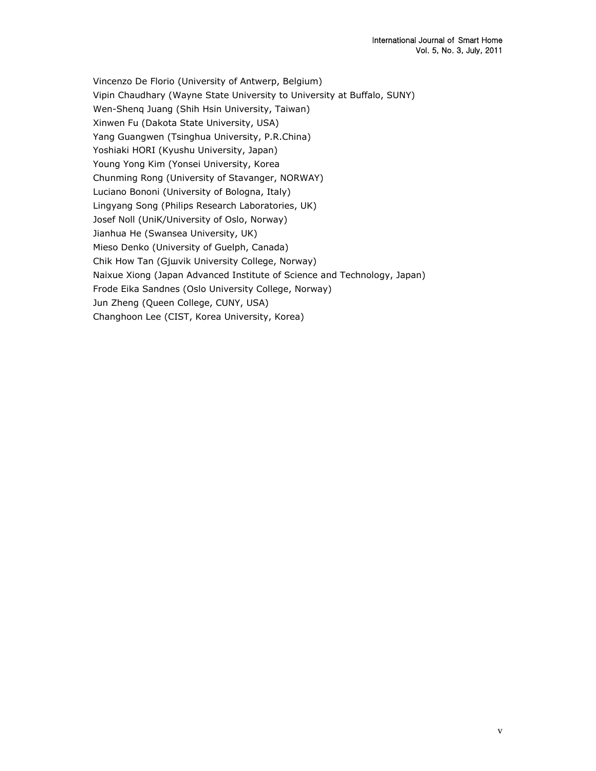Vincenzo De Florio (University of Antwerp, Belgium)  
Vipin Chaudhary (Wayne State University to University at Buffalo, SUNY)  
Wen-Shenq Juang (Shih Hsin University, Taiwan)  
Xinwen Fu (Dakota State University, USA)  
Yang Guangwen (Tsinghua University, P.R.China)  
Yoshiaki HORI (Kyushu University, Japan)  
Young Yong Kim (Yonsei University, Korea  
Chunming Rong (University of Stavanger, NORWAY)  
Luciano Bononi (University of Bologna, Italy)  
Lingyang Song (Philips Research Laboratories, UK)  
Josef Noll (UniK/University of Oslo, Norway)  
Jianhua He (Swansea University, UK)  
Mieso Denko (University of Guelph, Canada)  
Chik How Tan (Gjшvik University College, Norway)  
Naixue Xiong (Japan Advanced Institute of Science and Technology, Japan)  
Frode Eika Sandnes (Oslo University College, Norway)  
Jun Zheng (Queen College, CUNY, USA)  
Changhoon Lee (CIST, Korea University, Korea)